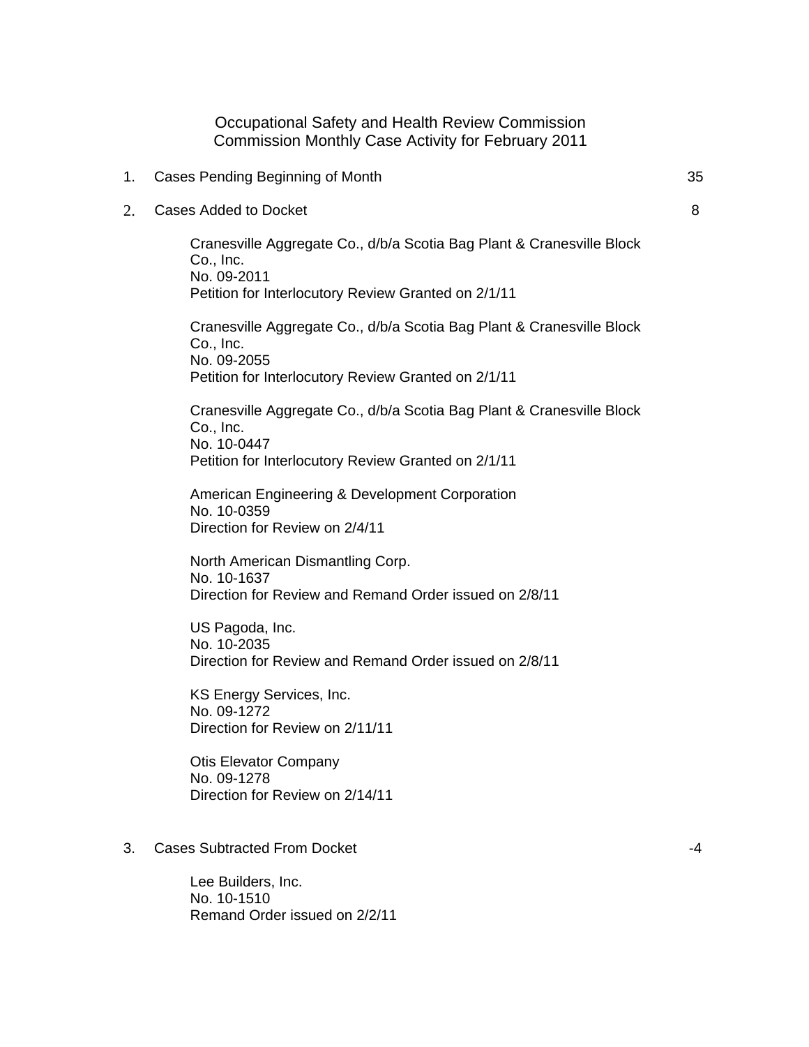Occupational Safety and Health Review Commission
Commission Monthly Case Activity for February 2011

1. Cases Pending Beginning of Month 35

2. Cases Added to Docket 8

   Cranesville Aggregate Co., d/b/a Scotia Bag Plant & Cranesville Block Co., Inc.
   No. 09-2011
   Petition for Interlocutory Review Granted on 2/1/11

   Cranesville Aggregate Co., d/b/a Scotia Bag Plant & Cranesville Block Co., Inc.
   No. 09-2055
   Petition for Interlocutory Review Granted on 2/1/11

   Cranesville Aggregate Co., d/b/a Scotia Bag Plant & Cranesville Block Co., Inc.
   No. 10-0447
   Petition for Interlocutory Review Granted on 2/1/11

   American Engineering & Development Corporation
   No. 10-0359
   Direction for Review on 2/4/11

   North American Dismantling Corp.
   No. 10-1637
   Direction for Review and Remand Order issued on 2/8/11

   US Pagoda, Inc.
   No. 10-2035
   Direction for Review and Remand Order issued on 2/8/11

   KS Energy Services, Inc.
   No. 09-1272
   Direction for Review on 2/11/11

   Otis Elevator Company
   No. 09-1278
   Direction for Review on 2/14/11

3. Cases Subtracted From Docket -4

   Lee Builders, Inc.
   No. 10-1510
   Remand Order issued on 2/2/11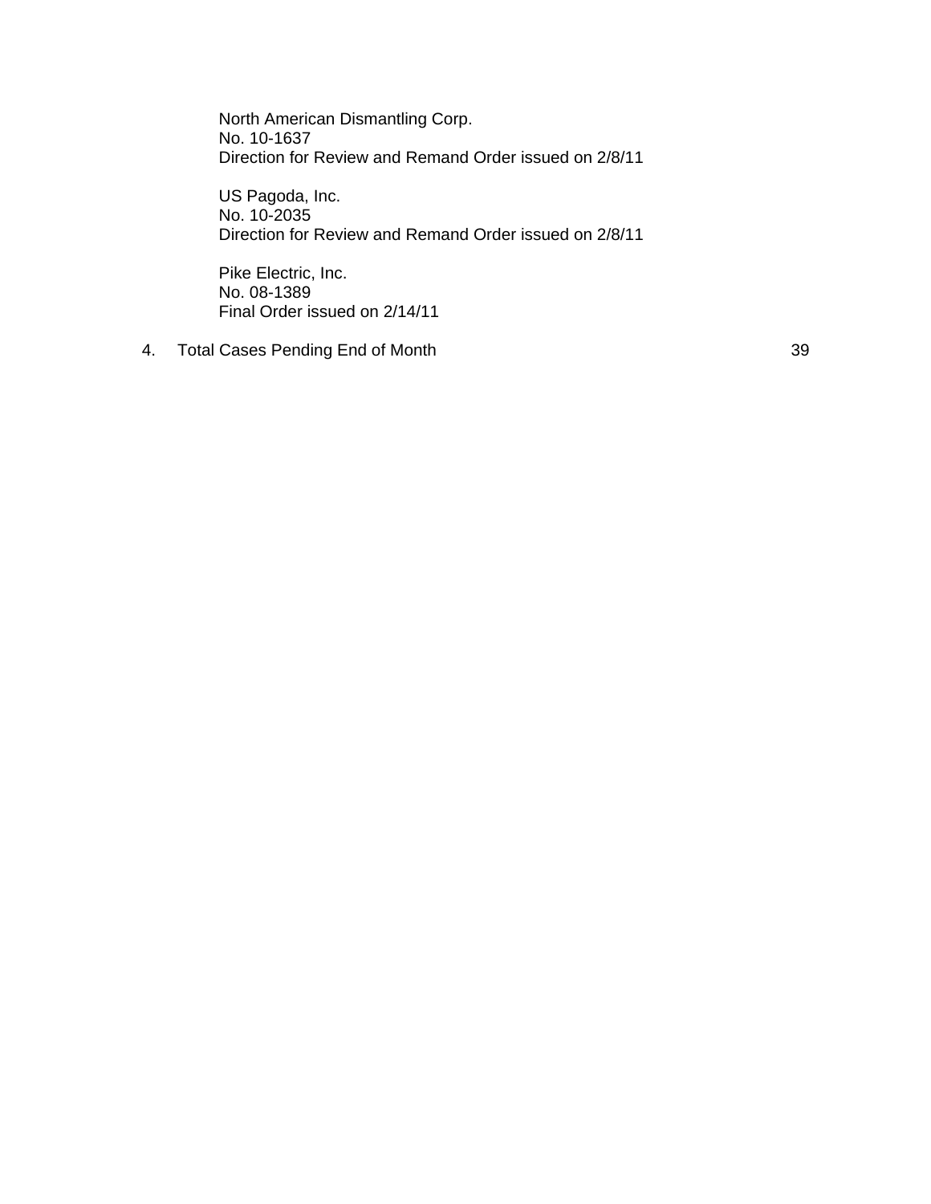North American Dismantling Corp.
No. 10-1637
Direction for Review and Remand Order issued on 2/8/11

US Pagoda, Inc.
No. 10-2035
Direction for Review and Remand Order issued on 2/8/11

Pike Electric, Inc.
No. 08-1389
Final Order issued on 2/14/11

4. Total Cases Pending End of Month 39